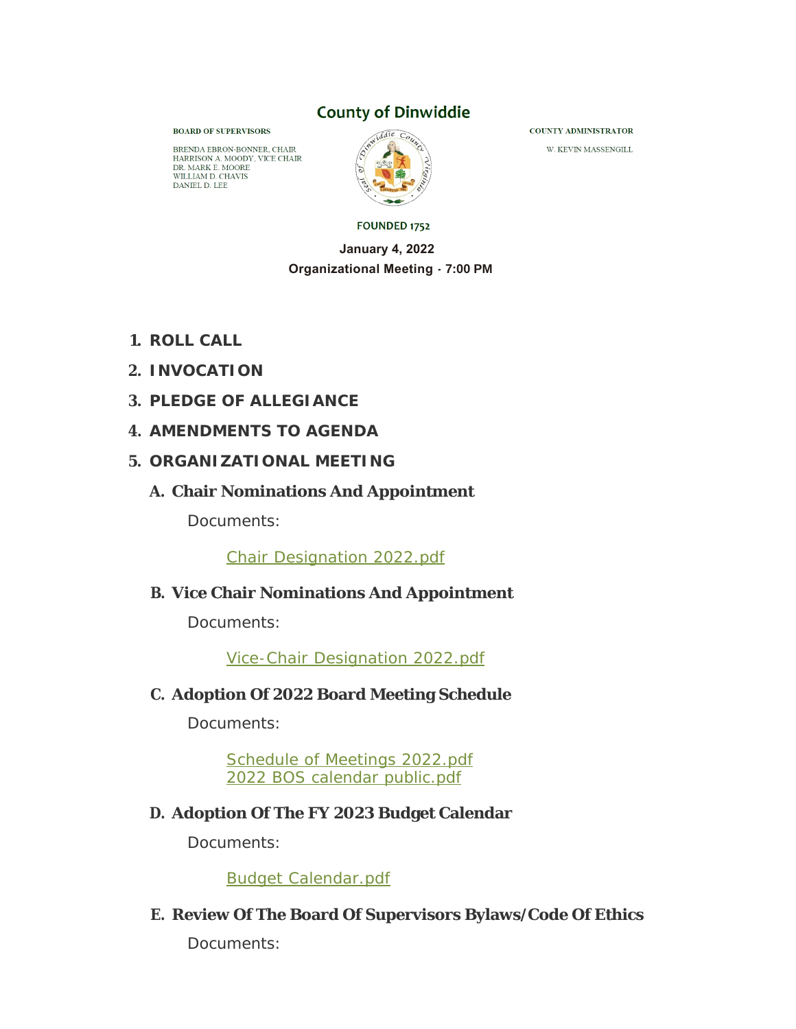# County of Dinwiddie

**BOARD OF SUPERVISORS**

BRENDA EBRON-BONNER, CHAIR
HARRISON A. MOODY, VICE CHAIR
DR. MARK E. MOORE
WILLIAM D. CHAVIS
DANIEL D. LEE

**COUNTY ADMINISTRATOR**

W. KEVIN MASSENGILL

FOUNDED 1752

**January 4, 2022**
**Organizational Meeting - 7:00 PM**

1. **ROLL CALL**
2. **INVOCATION**
3. **PLEDGE OF ALLEGIANCE**
4. **AMENDMENTS TO AGENDA**
5. **ORGANIZATIONAL MEETING**

   A. **Chair Nominations And Appointment**

      Documents:

      Chair Designation 2022.pdf

   B. **Vice Chair Nominations And Appointment**

      Documents:

      Vice-Chair Designation 2022.pdf

   C. **Adoption Of 2022 Board Meeting Schedule**

      Documents:

      Schedule of Meetings 2022.pdf
      2022 BOS calendar public.pdf

   D. **Adoption Of The FY 2023 Budget Calendar**

      Documents:

      Budget Calendar.pdf

   E. **Review Of The Board Of Supervisors Bylaws/Code Of Ethics**

      Documents: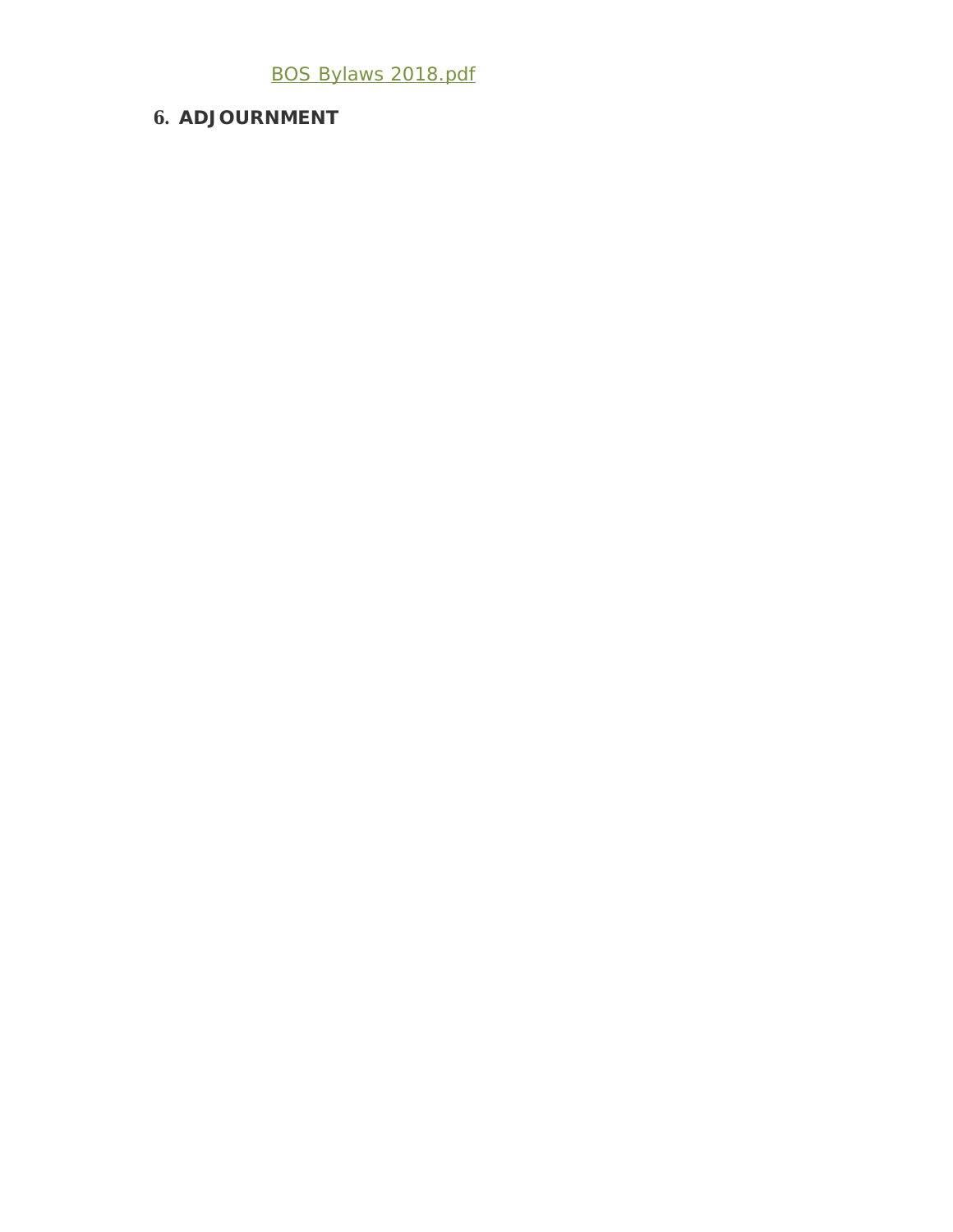[BOS Bylaws 2018.pdf]

## 6. ADJOURNMENT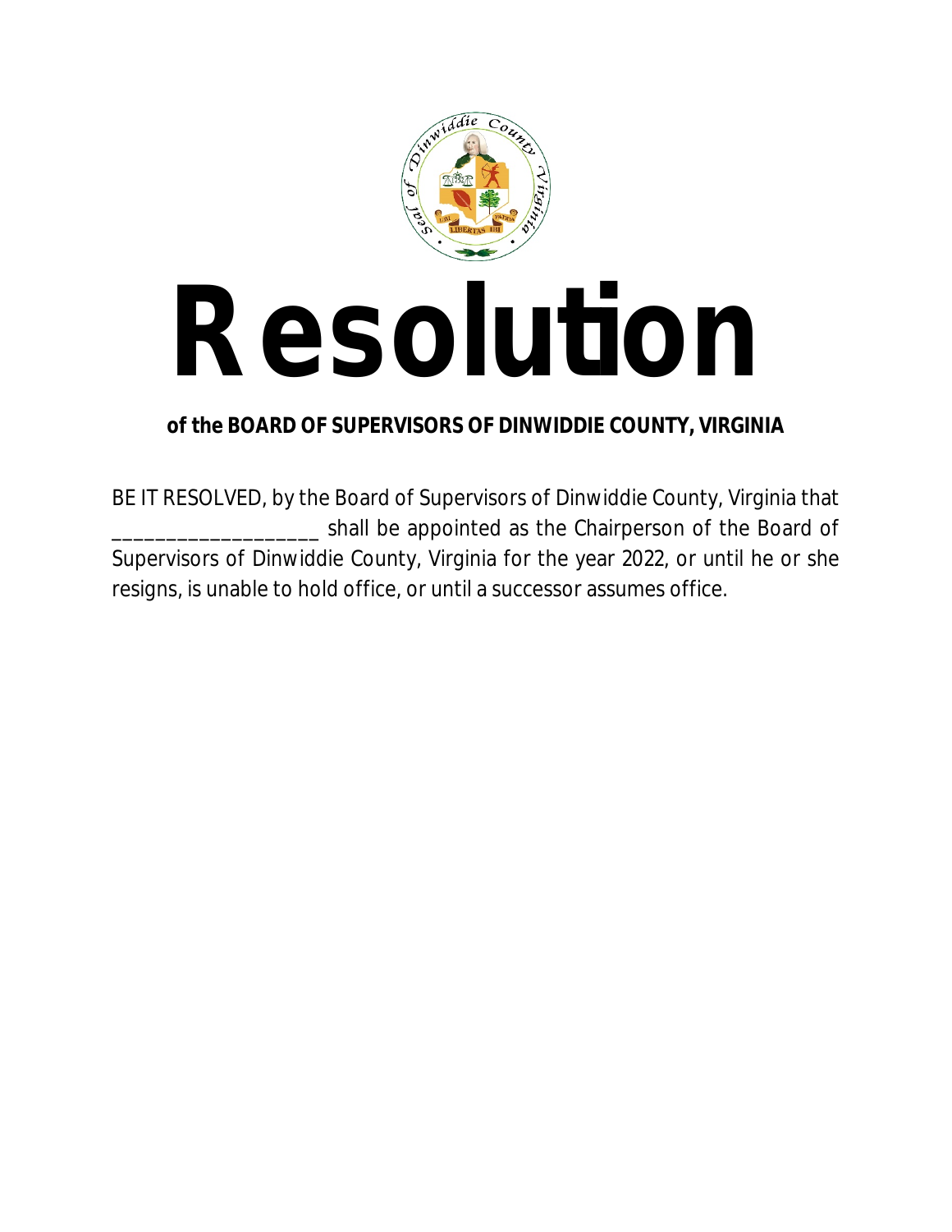# Resolution

**of the BOARD OF SUPERVISORS OF DINWIDDIE COUNTY, VIRGINIA**

BE IT RESOLVED, by the Board of Supervisors of Dinwiddie County, Virginia that ___________________ shall be appointed as the Chairperson of the Board of Supervisors of Dinwiddie County, Virginia for the year 2022, or until he or she resigns, is unable to hold office, or until a successor assumes office.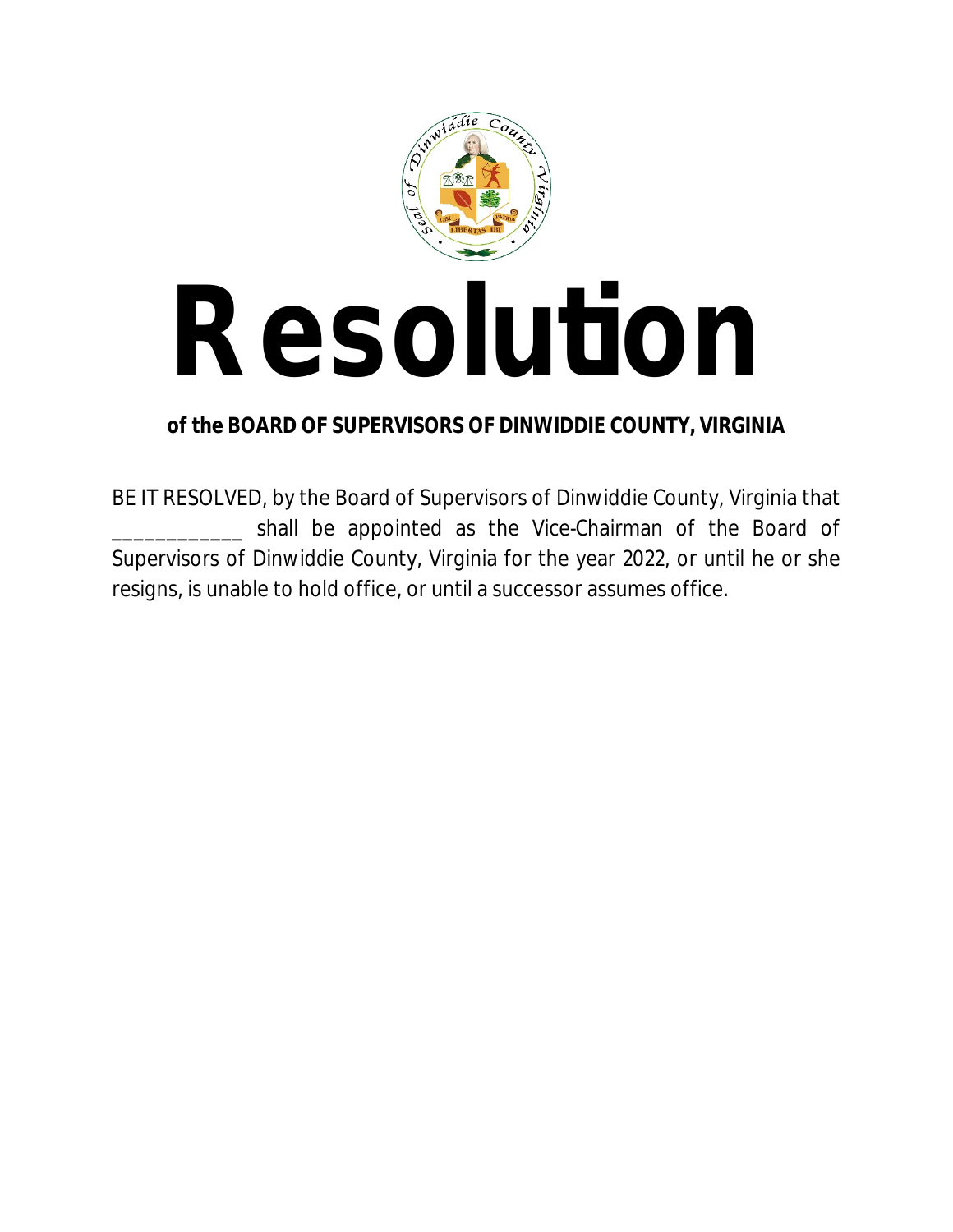# Resolution

**of the BOARD OF SUPERVISORS OF DINWIDDIE COUNTY, VIRGINIA**

BE IT RESOLVED, by the Board of Supervisors of Dinwiddie County, Virginia that ____________ shall be appointed as the Vice-Chairman of the Board of Supervisors of Dinwiddie County, Virginia for the year 2022, or until he or she resigns, is unable to hold office, or until a successor assumes office.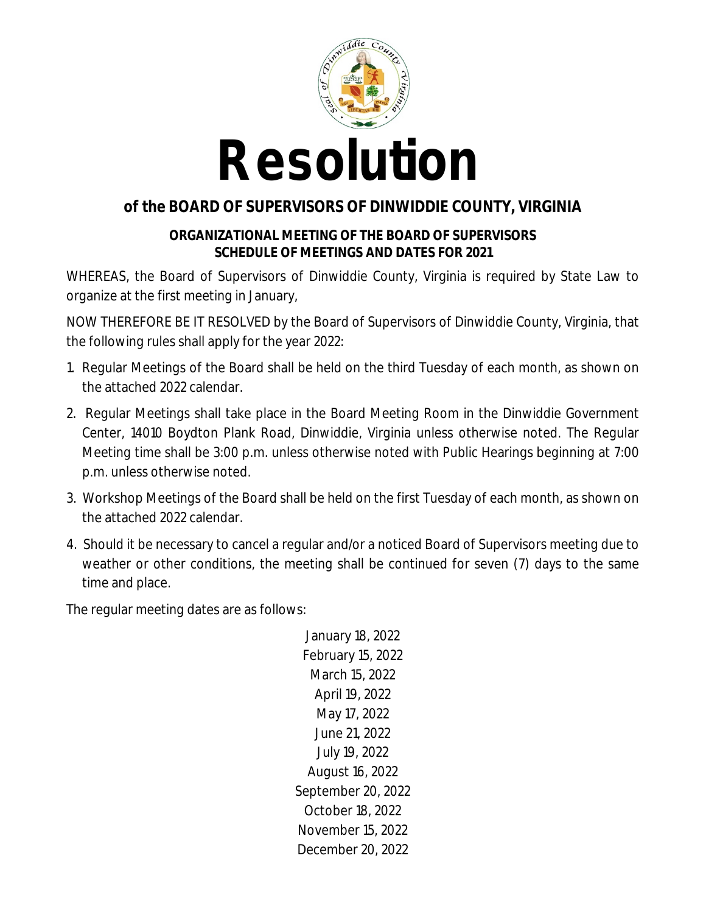# Resolution

## of the BOARD OF SUPERVISORS OF DINWIDDIE COUNTY, VIRGINIA

### ORGANIZATIONAL MEETING OF THE BOARD OF SUPERVISORS
### SCHEDULE OF MEETINGS AND DATES FOR 2021

WHEREAS, the Board of Supervisors of Dinwiddie County, Virginia is required by State Law to organize at the first meeting in January,

NOW THEREFORE BE IT RESOLVED by the Board of Supervisors of Dinwiddie County, Virginia, that the following rules shall apply for the year 2022:

1. Regular Meetings of the Board shall be held on the third Tuesday of each month, as shown on the attached 2022 calendar.
2. Regular Meetings shall take place in the Board Meeting Room in the Dinwiddie Government Center, 14010 Boydton Plank Road, Dinwiddie, Virginia unless otherwise noted. The Regular Meeting time shall be 3:00 p.m. unless otherwise noted with Public Hearings beginning at 7:00 p.m. unless otherwise noted.
3. Workshop Meetings of the Board shall be held on the first Tuesday of each month, as shown on the attached 2022 calendar.
4. Should it be necessary to cancel a regular and/or a noticed Board of Supervisors meeting due to weather or other conditions, the meeting shall be continued for seven (7) days to the same time and place.

The regular meeting dates are as follows:

January 18, 2022
February 15, 2022
March 15, 2022
April 19, 2022
May 17, 2022
June 21, 2022
July 19, 2022
August 16, 2022
September 20, 2022
October 18, 2022
November 15, 2022
December 20, 2022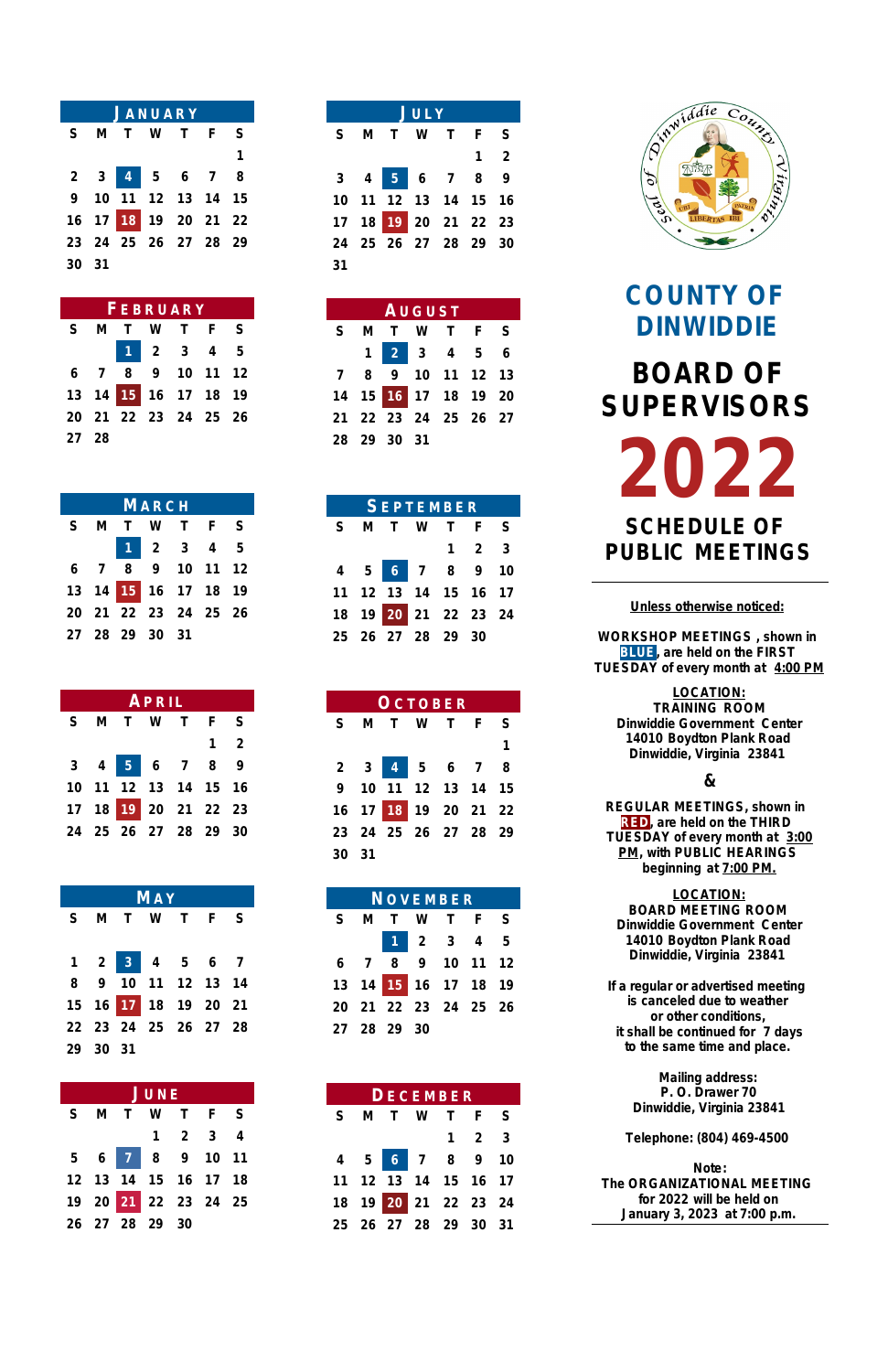# COUNTY OF DINWIDDIE

# BOARD OF SUPERVISORS

# 2022

## SCHEDULE OF PUBLIC MEETINGS

### January

| S | M | T | W | T | F | S |
|---|---|---|---|---|---|---|
| | | | | | | 1 |
| 2 | 3 | **4** | 5 | 6 | 7 | 8 |
| 9 | 10 | 11 | 12 | 13 | 14 | 15 |
| 16 | 17 | **18** | 19 | 20 | 21 | 22 |
| 23 | 24 | 25 | 26 | 27 | 28 | 29 |
| 30 | 31 | | | | | |

### February

| S | M | T | W | T | F | S |
|---|---|---|---|---|---|---|
| | | **1** | 2 | 3 | 4 | 5 |
| 6 | 7 | 8 | 9 | 10 | 11 | 12 |
| 13 | 14 | **15** | 16 | 17 | 18 | 19 |
| 20 | 21 | 22 | 23 | 24 | 25 | 26 |
| 27 | 28 | | | | | |

### March

| S | M | T | W | T | F | S |
|---|---|---|---|---|---|---|
| | | **1** | 2 | 3 | 4 | 5 |
| 6 | 7 | 8 | 9 | 10 | 11 | 12 |
| 13 | 14 | **15** | 16 | 17 | 18 | 19 |
| 20 | 21 | 22 | 23 | 24 | 25 | 26 |
| 27 | 28 | 29 | 30 | 31 | | |

### April

| S | M | T | W | T | F | S |
|---|---|---|---|---|---|---|
| | | | | | 1 | 2 |
| 3 | 4 | **5** | 6 | 7 | 8 | 9 |
| 10 | 11 | 12 | 13 | 14 | 15 | 16 |
| 17 | 18 | **19** | 20 | 21 | 22 | 23 |
| 24 | 25 | 26 | 27 | 28 | 29 | 30 |

### May

| S | M | T | W | T | F | S |
|---|---|---|---|---|---|---|
| 1 | 2 | **3** | 4 | 5 | 6 | 7 |
| 8 | 9 | 10 | 11 | 12 | 13 | 14 |
| 15 | 16 | **17** | 18 | 19 | 20 | 21 |
| 22 | 23 | 24 | 25 | 26 | 27 | 28 |
| 29 | 30 | 31 | | | | |

### June

| S | M | T | W | T | F | S |
|---|---|---|---|---|---|---|
| | | | 1 | 2 | 3 | 4 |
| 5 | 6 | **7** | 8 | 9 | 10 | 11 |
| 12 | 13 | 14 | 15 | 16 | 17 | 18 |
| 19 | 20 | **21** | 22 | 23 | 24 | 25 |
| 26 | 27 | 28 | 29 | 30 | | |

### July

| S | M | T | W | T | F | S |
|---|---|---|---|---|---|---|
| | | | | | 1 | 2 |
| 3 | 4 | **5** | 6 | 7 | 8 | 9 |
| 10 | 11 | 12 | 13 | 14 | 15 | 16 |
| 17 | 18 | **19** | 20 | 21 | 22 | 23 |
| 24 | 25 | 26 | 27 | 28 | 29 | 30 |
| 31 | | | | | | |

### August

| S | M | T | W | T | F | S |
|---|---|---|---|---|---|---|
| | 1 | **2** | 3 | 4 | 5 | 6 |
| 7 | 8 | 9 | 10 | 11 | 12 | 13 |
| 14 | 15 | **16** | 17 | 18 | 19 | 20 |
| 21 | 22 | 23 | 24 | 25 | 26 | 27 |
| 28 | 29 | 30 | 31 | | | |

### September

| S | M | T | W | T | F | S |
|---|---|---|---|---|---|---|
| | | | | 1 | 2 | 3 |
| 4 | 5 | **6** | 7 | 8 | 9 | 10 |
| 11 | 12 | 13 | 14 | 15 | 16 | 17 |
| 18 | 19 | **20** | 21 | 22 | 23 | 24 |
| 25 | 26 | 27 | 28 | 29 | 30 | |

### October

| S | M | T | W | T | F | S |
|---|---|---|---|---|---|---|
| | | | | | | 1 |
| 2 | 3 | **4** | 5 | 6 | 7 | 8 |
| 9 | 10 | 11 | 12 | 13 | 14 | 15 |
| 16 | 17 | **18** | 19 | 20 | 21 | 22 |
| 23 | 24 | 25 | 26 | 27 | 28 | 29 |
| 30 | 31 | | | | | |

### November

| S | M | T | W | T | F | S |
|---|---|---|---|---|---|---|
| | | **1** | 2 | 3 | 4 | 5 |
| 6 | 7 | 8 | 9 | 10 | 11 | 12 |
| 13 | 14 | **15** | 16 | 17 | 18 | 19 |
| 20 | 21 | 22 | 23 | 24 | 25 | 26 |
| 27 | 28 | 29 | 30 | | | |

### December

| S | M | T | W | T | F | S |
|---|---|---|---|---|---|---|
| | | | | 1 | 2 | 3 |
| 4 | 5 | **6** | 7 | 8 | 9 | 10 |
| 11 | 12 | 13 | 14 | 15 | 16 | 17 |
| 18 | 19 | **20** | 21 | 22 | 23 | 24 |
| 25 | 26 | 27 | 28 | 29 | 30 | 31 |

**Unless otherwise noticed:**

**WORKSHOP MEETINGS**, shown in **BLUE**, are held on the FIRST TUESDAY of every month at **4:00 PM**

**LOCATION:**
TRAINING ROOM
Dinwiddie Government Center
14010 Boydton Plank Road
Dinwiddie, Virginia 23841

&

**REGULAR MEETINGS**, shown in **RED**, are held on the THIRD TUESDAY of every month at **3:00 PM**, with PUBLIC HEARINGS beginning at **7:00 PM.**

**LOCATION:**
BOARD MEETING ROOM
Dinwiddie Government Center
14010 Boydton Plank Road
Dinwiddie, Virginia 23841

If a regular or advertised meeting is canceled due to weather or other conditions, it shall be continued for 7 days to the same time and place.

Mailing address:
P. O. Drawer 70
Dinwiddie, Virginia 23841

Telephone: (804) 469-4500

Note:
The ORGANIZATIONAL MEETING for 2022 will be held on January 3, 2023 at 7:00 p.m.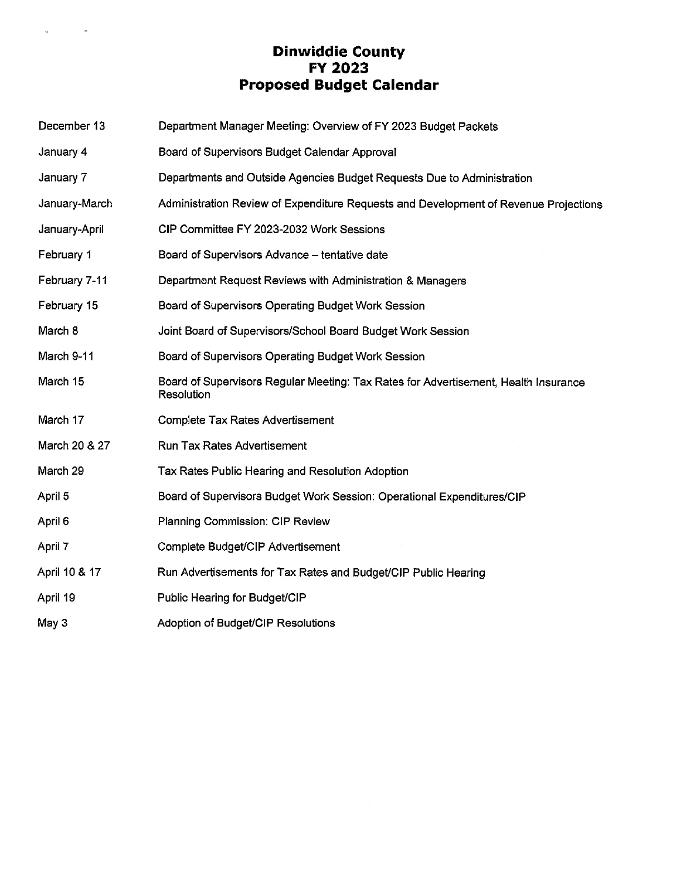# Dinwiddie County
## FY 2023
## Proposed Budget Calendar

| | |
|---|---|
| December 13 | Department Manager Meeting: Overview of FY 2023 Budget Packets |
| January 4 | Board of Supervisors Budget Calendar Approval |
| January 7 | Departments and Outside Agencies Budget Requests Due to Administration |
| January-March | Administration Review of Expenditure Requests and Development of Revenue Projections |
| January-April | CIP Committee FY 2023-2032 Work Sessions |
| February 1 | Board of Supervisors Advance – tentative date |
| February 7-11 | Department Request Reviews with Administration & Managers |
| February 15 | Board of Supervisors Operating Budget Work Session |
| March 8 | Joint Board of Supervisors/School Board Budget Work Session |
| March 9-11 | Board of Supervisors Operating Budget Work Session |
| March 15 | Board of Supervisors Regular Meeting: Tax Rates for Advertisement, Health Insurance Resolution |
| March 17 | Complete Tax Rates Advertisement |
| March 20 & 27 | Run Tax Rates Advertisement |
| March 29 | Tax Rates Public Hearing and Resolution Adoption |
| April 5 | Board of Supervisors Budget Work Session: Operational Expenditures/CIP |
| April 6 | Planning Commission: CIP Review |
| April 7 | Complete Budget/CIP Advertisement |
| April 10 & 17 | Run Advertisements for Tax Rates and Budget/CIP Public Hearing |
| April 19 | Public Hearing for Budget/CIP |
| May 3 | Adoption of Budget/CIP Resolutions |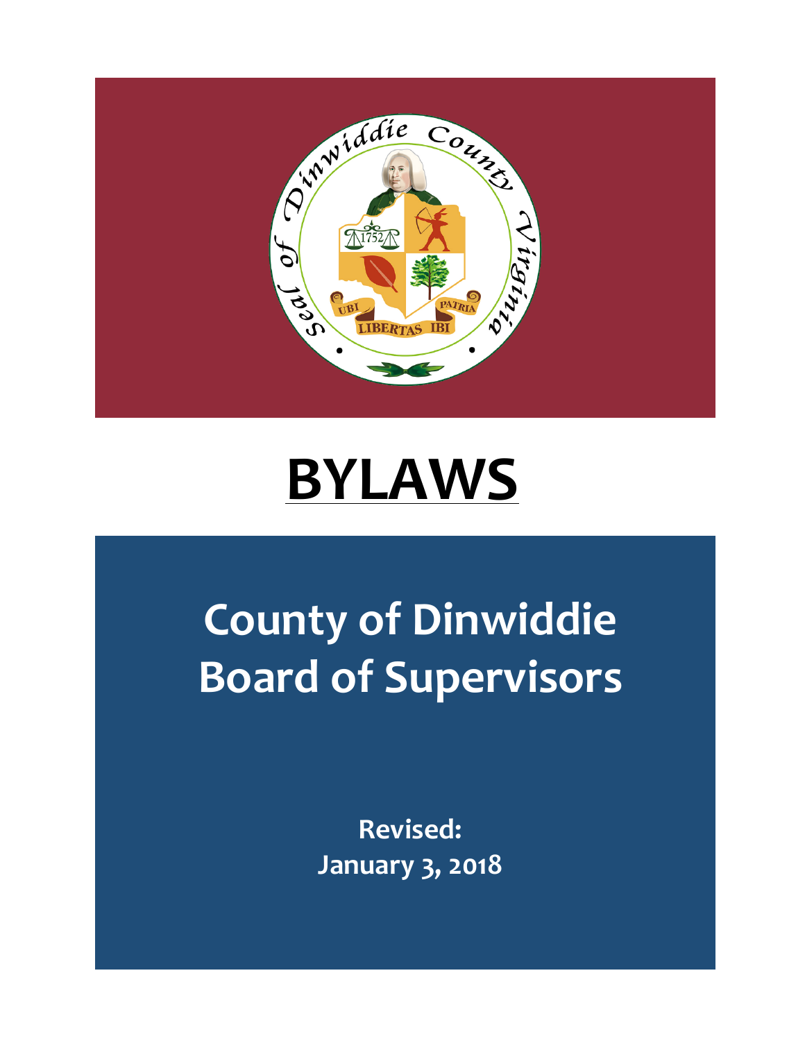# BYLAWS

# County of Dinwiddie Board of Supervisors

**Revised:**
**January 3, 2018**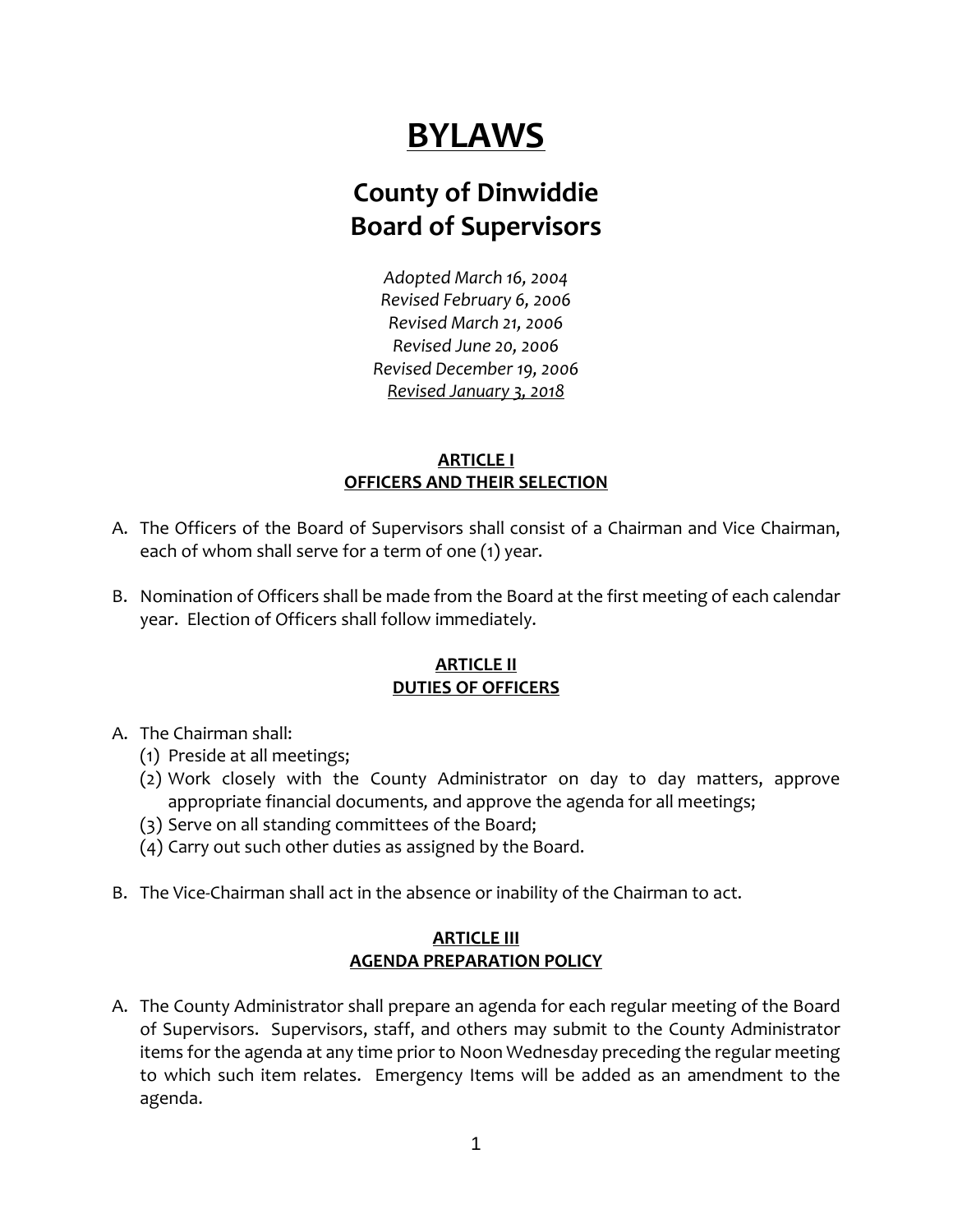# BYLAWS

## County of Dinwiddie
## Board of Supervisors

*Adopted March 16, 2004*
*Revised February 6, 2006*
*Revised March 21, 2006*
*Revised June 20, 2006*
*Revised December 19, 2006*
*Revised January 3, 2018*

### ARTICLE I
### OFFICERS AND THEIR SELECTION

A. The Officers of the Board of Supervisors shall consist of a Chairman and Vice Chairman, each of whom shall serve for a term of one (1) year.

B. Nomination of Officers shall be made from the Board at the first meeting of each calendar year. Election of Officers shall follow immediately.

### ARTICLE II
### DUTIES OF OFFICERS

A. The Chairman shall:
   (1) Preside at all meetings;
   (2) Work closely with the County Administrator on day to day matters, approve appropriate financial documents, and approve the agenda for all meetings;
   (3) Serve on all standing committees of the Board;
   (4) Carry out such other duties as assigned by the Board.

B. The Vice-Chairman shall act in the absence or inability of the Chairman to act.

### ARTICLE III
### AGENDA PREPARATION POLICY

A. The County Administrator shall prepare an agenda for each regular meeting of the Board of Supervisors. Supervisors, staff, and others may submit to the County Administrator items for the agenda at any time prior to Noon Wednesday preceding the regular meeting to which such item relates. Emergency Items will be added as an amendment to the agenda.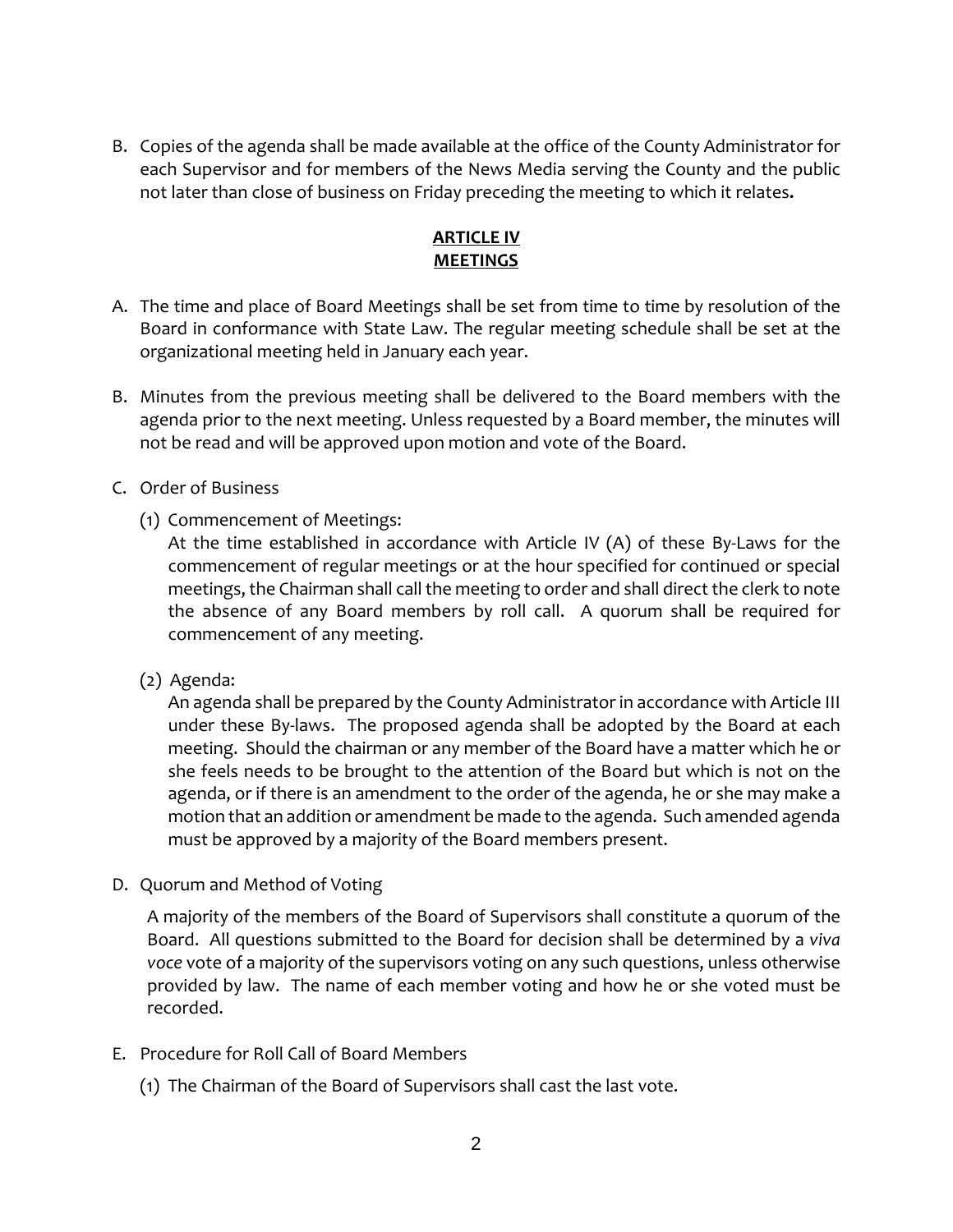B. Copies of the agenda shall be made available at the office of the County Administrator for each Supervisor and for members of the News Media serving the County and the public not later than close of business on Friday preceding the meeting to which it relates**.**

## ARTICLE IV
## MEETINGS

A. The time and place of Board Meetings shall be set from time to time by resolution of the Board in conformance with State Law. The regular meeting schedule shall be set at the organizational meeting held in January each year.

B. Minutes from the previous meeting shall be delivered to the Board members with the agenda prior to the next meeting. Unless requested by a Board member, the minutes will not be read and will be approved upon motion and vote of the Board.

C. Order of Business

   (1) Commencement of Meetings:
   At the time established in accordance with Article IV (A) of these By-Laws for the commencement of regular meetings or at the hour specified for continued or special meetings, the Chairman shall call the meeting to order and shall direct the clerk to note the absence of any Board members by roll call. A quorum shall be required for commencement of any meeting.

   (2) Agenda:
   An agenda shall be prepared by the County Administrator in accordance with Article III under these By-laws. The proposed agenda shall be adopted by the Board at each meeting. Should the chairman or any member of the Board have a matter which he or she feels needs to be brought to the attention of the Board but which is not on the agenda, or if there is an amendment to the order of the agenda, he or she may make a motion that an addition or amendment be made to the agenda. Such amended agenda must be approved by a majority of the Board members present.

D. Quorum and Method of Voting

   A majority of the members of the Board of Supervisors shall constitute a quorum of the Board. All questions submitted to the Board for decision shall be determined by a *viva voce* vote of a majority of the supervisors voting on any such questions, unless otherwise provided by law. The name of each member voting and how he or she voted must be recorded.

E. Procedure for Roll Call of Board Members

   (1) The Chairman of the Board of Supervisors shall cast the last vote.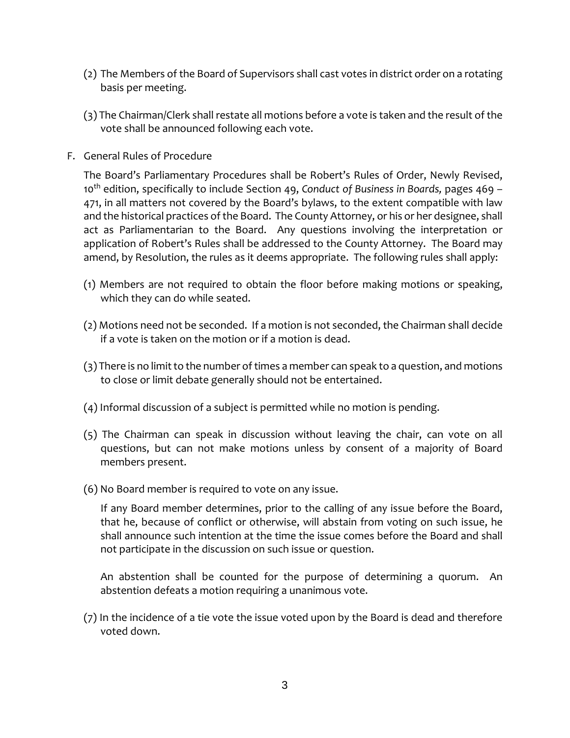(2) The Members of the Board of Supervisors shall cast votes in district order on a rotating basis per meeting.

(3) The Chairman/Clerk shall restate all motions before a vote is taken and the result of the vote shall be announced following each vote.

F. General Rules of Procedure

The Board's Parliamentary Procedures shall be Robert's Rules of Order, Newly Revised, 10th edition, specifically to include Section 49, *Conduct of Business in Boards,* pages 469 – 471, in all matters not covered by the Board's bylaws, to the extent compatible with law and the historical practices of the Board. The County Attorney, or his or her designee, shall act as Parliamentarian to the Board. Any questions involving the interpretation or application of Robert's Rules shall be addressed to the County Attorney. The Board may amend, by Resolution, the rules as it deems appropriate. The following rules shall apply:

(1) Members are not required to obtain the floor before making motions or speaking, which they can do while seated.

(2) Motions need not be seconded. If a motion is not seconded, the Chairman shall decide if a vote is taken on the motion or if a motion is dead.

(3) There is no limit to the number of times a member can speak to a question, and motions to close or limit debate generally should not be entertained.

(4) Informal discussion of a subject is permitted while no motion is pending.

(5) The Chairman can speak in discussion without leaving the chair, can vote on all questions, but can not make motions unless by consent of a majority of Board members present.

(6) No Board member is required to vote on any issue.

If any Board member determines, prior to the calling of any issue before the Board, that he, because of conflict or otherwise, will abstain from voting on such issue, he shall announce such intention at the time the issue comes before the Board and shall not participate in the discussion on such issue or question.

An abstention shall be counted for the purpose of determining a quorum. An abstention defeats a motion requiring a unanimous vote.

(7) In the incidence of a tie vote the issue voted upon by the Board is dead and therefore voted down.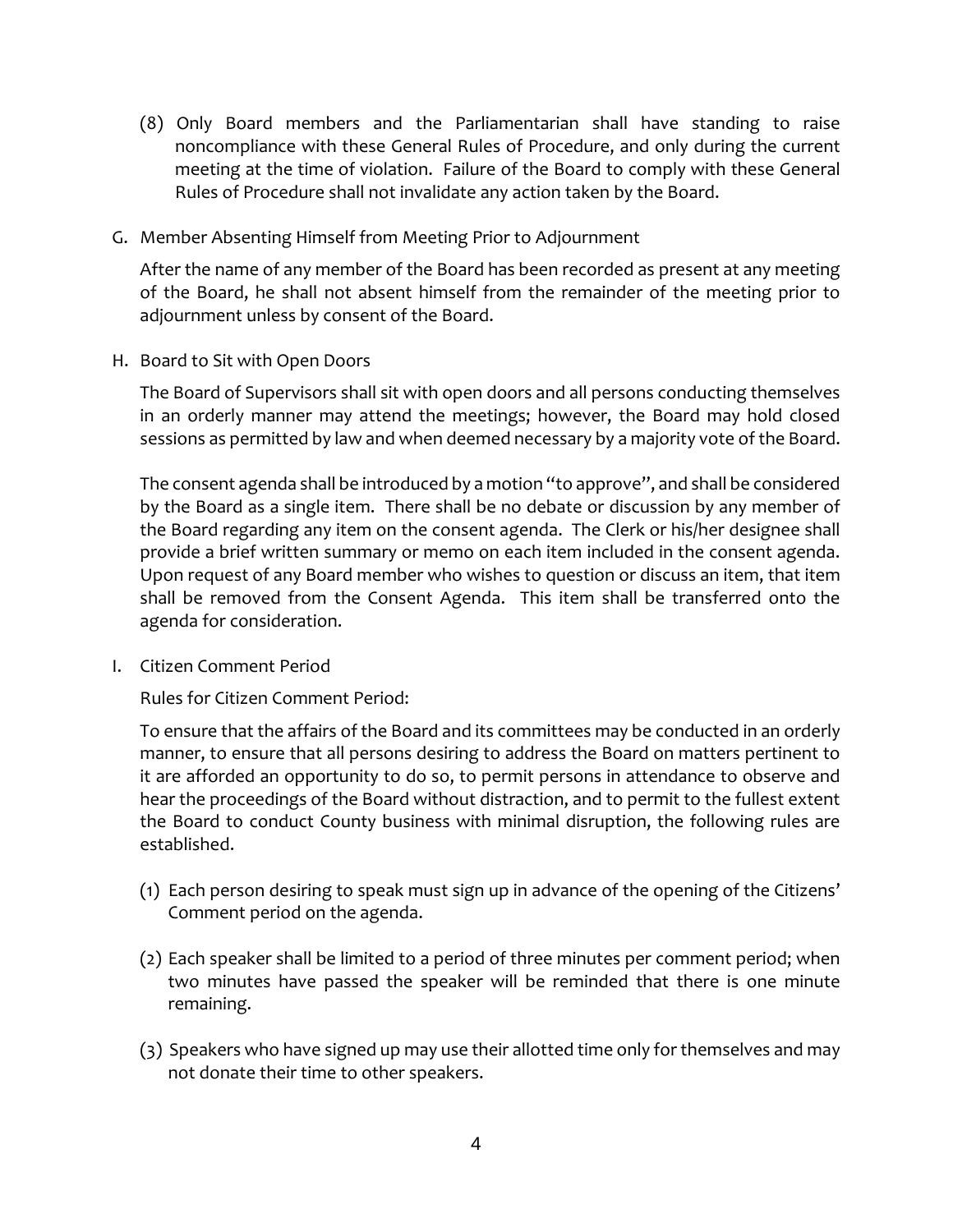(8) Only Board members and the Parliamentarian shall have standing to raise noncompliance with these General Rules of Procedure, and only during the current meeting at the time of violation. Failure of the Board to comply with these General Rules of Procedure shall not invalidate any action taken by the Board.

G. Member Absenting Himself from Meeting Prior to Adjournment

After the name of any member of the Board has been recorded as present at any meeting of the Board, he shall not absent himself from the remainder of the meeting prior to adjournment unless by consent of the Board.

H. Board to Sit with Open Doors

The Board of Supervisors shall sit with open doors and all persons conducting themselves in an orderly manner may attend the meetings; however, the Board may hold closed sessions as permitted by law and when deemed necessary by a majority vote of the Board.

The consent agenda shall be introduced by a motion "to approve", and shall be considered by the Board as a single item. There shall be no debate or discussion by any member of the Board regarding any item on the consent agenda. The Clerk or his/her designee shall provide a brief written summary or memo on each item included in the consent agenda. Upon request of any Board member who wishes to question or discuss an item, that item shall be removed from the Consent Agenda. This item shall be transferred onto the agenda for consideration.

I. Citizen Comment Period

Rules for Citizen Comment Period:

To ensure that the affairs of the Board and its committees may be conducted in an orderly manner, to ensure that all persons desiring to address the Board on matters pertinent to it are afforded an opportunity to do so, to permit persons in attendance to observe and hear the proceedings of the Board without distraction, and to permit to the fullest extent the Board to conduct County business with minimal disruption, the following rules are established.

(1) Each person desiring to speak must sign up in advance of the opening of the Citizens' Comment period on the agenda.

(2) Each speaker shall be limited to a period of three minutes per comment period; when two minutes have passed the speaker will be reminded that there is one minute remaining.

(3) Speakers who have signed up may use their allotted time only for themselves and may not donate their time to other speakers.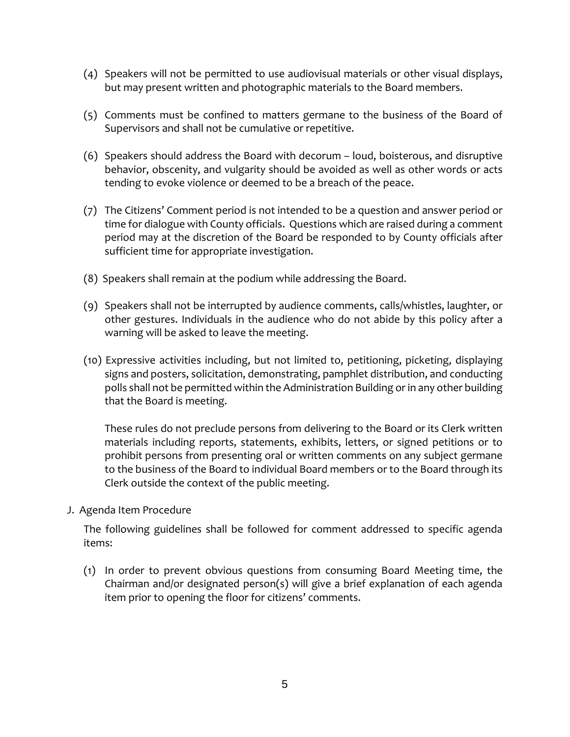(4) Speakers will not be permitted to use audiovisual materials or other visual displays, but may present written and photographic materials to the Board members.

(5) Comments must be confined to matters germane to the business of the Board of Supervisors and shall not be cumulative or repetitive.

(6) Speakers should address the Board with decorum – loud, boisterous, and disruptive behavior, obscenity, and vulgarity should be avoided as well as other words or acts tending to evoke violence or deemed to be a breach of the peace.

(7) The Citizens' Comment period is not intended to be a question and answer period or time for dialogue with County officials. Questions which are raised during a comment period may at the discretion of the Board be responded to by County officials after sufficient time for appropriate investigation.

(8) Speakers shall remain at the podium while addressing the Board.

(9) Speakers shall not be interrupted by audience comments, calls/whistles, laughter, or other gestures. Individuals in the audience who do not abide by this policy after a warning will be asked to leave the meeting.

(10) Expressive activities including, but not limited to, petitioning, picketing, displaying signs and posters, solicitation, demonstrating, pamphlet distribution, and conducting polls shall not be permitted within the Administration Building or in any other building that the Board is meeting.

These rules do not preclude persons from delivering to the Board or its Clerk written materials including reports, statements, exhibits, letters, or signed petitions or to prohibit persons from presenting oral or written comments on any subject germane to the business of the Board to individual Board members or to the Board through its Clerk outside the context of the public meeting.

J. Agenda Item Procedure

The following guidelines shall be followed for comment addressed to specific agenda items:

(1) In order to prevent obvious questions from consuming Board Meeting time, the Chairman and/or designated person(s) will give a brief explanation of each agenda item prior to opening the floor for citizens' comments.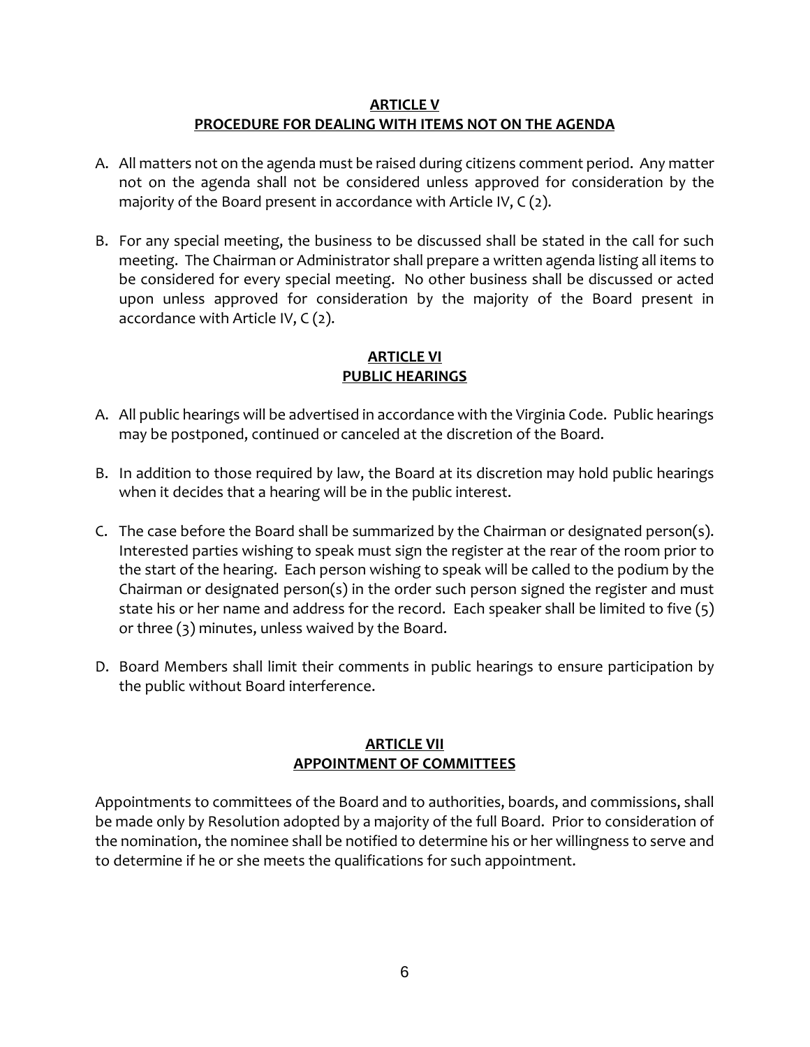## ARTICLE V
## PROCEDURE FOR DEALING WITH ITEMS NOT ON THE AGENDA

A. All matters not on the agenda must be raised during citizens comment period. Any matter not on the agenda shall not be considered unless approved for consideration by the majority of the Board present in accordance with Article IV, C (2).

B. For any special meeting, the business to be discussed shall be stated in the call for such meeting. The Chairman or Administrator shall prepare a written agenda listing all items to be considered for every special meeting. No other business shall be discussed or acted upon unless approved for consideration by the majority of the Board present in accordance with Article IV, C (2).

## ARTICLE VI
## PUBLIC HEARINGS

A. All public hearings will be advertised in accordance with the Virginia Code. Public hearings may be postponed, continued or canceled at the discretion of the Board.

B. In addition to those required by law, the Board at its discretion may hold public hearings when it decides that a hearing will be in the public interest.

C. The case before the Board shall be summarized by the Chairman or designated person(s). Interested parties wishing to speak must sign the register at the rear of the room prior to the start of the hearing. Each person wishing to speak will be called to the podium by the Chairman or designated person(s) in the order such person signed the register and must state his or her name and address for the record. Each speaker shall be limited to five (5) or three (3) minutes, unless waived by the Board.

D. Board Members shall limit their comments in public hearings to ensure participation by the public without Board interference.

## ARTICLE VII
## APPOINTMENT OF COMMITTEES

Appointments to committees of the Board and to authorities, boards, and commissions, shall be made only by Resolution adopted by a majority of the full Board. Prior to consideration of the nomination, the nominee shall be notified to determine his or her willingness to serve and to determine if he or she meets the qualifications for such appointment.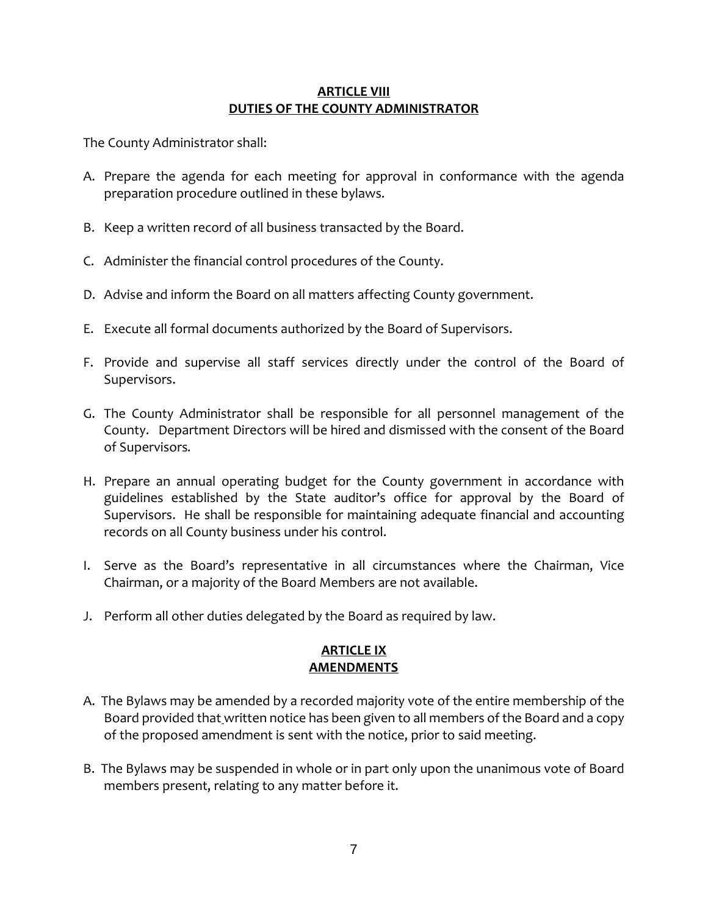## ARTICLE VIII
## DUTIES OF THE COUNTY ADMINISTRATOR

The County Administrator shall:

A. Prepare the agenda for each meeting for approval in conformance with the agenda preparation procedure outlined in these bylaws.

B. Keep a written record of all business transacted by the Board.

C. Administer the financial control procedures of the County.

D. Advise and inform the Board on all matters affecting County government.

E. Execute all formal documents authorized by the Board of Supervisors.

F. Provide and supervise all staff services directly under the control of the Board of Supervisors.

G. The County Administrator shall be responsible for all personnel management of the County. Department Directors will be hired and dismissed with the consent of the Board of Supervisors.

H. Prepare an annual operating budget for the County government in accordance with guidelines established by the State auditor's office for approval by the Board of Supervisors. He shall be responsible for maintaining adequate financial and accounting records on all County business under his control.

I. Serve as the Board's representative in all circumstances where the Chairman, Vice Chairman, or a majority of the Board Members are not available.

J. Perform all other duties delegated by the Board as required by law.

## ARTICLE IX
## AMENDMENTS

A. The Bylaws may be amended by a recorded majority vote of the entire membership of the Board provided that written notice has been given to all members of the Board and a copy of the proposed amendment is sent with the notice, prior to said meeting.

B. The Bylaws may be suspended in whole or in part only upon the unanimous vote of Board members present, relating to any matter before it.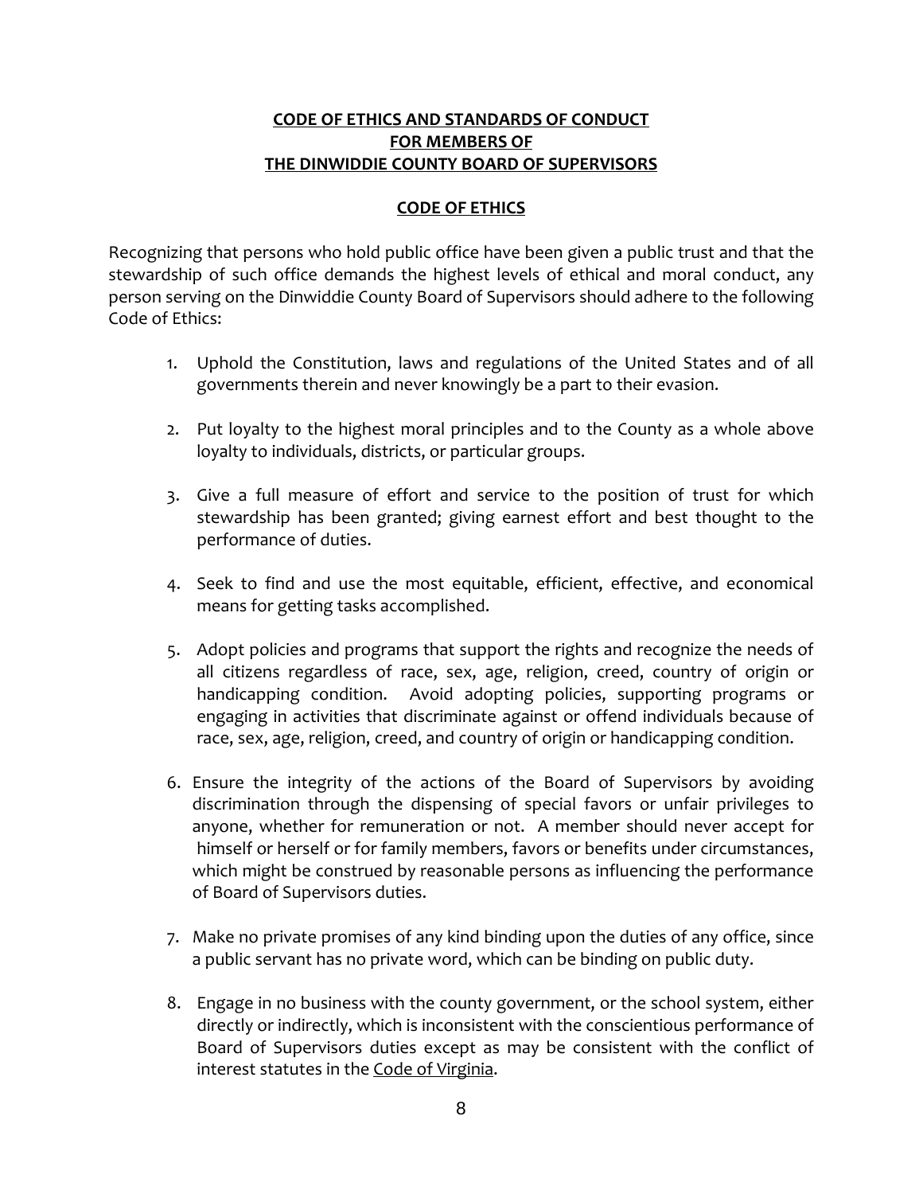## CODE OF ETHICS AND STANDARDS OF CONDUCT FOR MEMBERS OF THE DINWIDDIE COUNTY BOARD OF SUPERVISORS

### CODE OF ETHICS

Recognizing that persons who hold public office have been given a public trust and that the stewardship of such office demands the highest levels of ethical and moral conduct, any person serving on the Dinwiddie County Board of Supervisors should adhere to the following Code of Ethics:

1. Uphold the Constitution, laws and regulations of the United States and of all governments therein and never knowingly be a part to their evasion.

2. Put loyalty to the highest moral principles and to the County as a whole above loyalty to individuals, districts, or particular groups.

3. Give a full measure of effort and service to the position of trust for which stewardship has been granted; giving earnest effort and best thought to the performance of duties.

4. Seek to find and use the most equitable, efficient, effective, and economical means for getting tasks accomplished.

5. Adopt policies and programs that support the rights and recognize the needs of all citizens regardless of race, sex, age, religion, creed, country of origin or handicapping condition. Avoid adopting policies, supporting programs or engaging in activities that discriminate against or offend individuals because of race, sex, age, religion, creed, and country of origin or handicapping condition.

6. Ensure the integrity of the actions of the Board of Supervisors by avoiding discrimination through the dispensing of special favors or unfair privileges to anyone, whether for remuneration or not. A member should never accept for himself or herself or for family members, favors or benefits under circumstances, which might be construed by reasonable persons as influencing the performance of Board of Supervisors duties.

7. Make no private promises of any kind binding upon the duties of any office, since a public servant has no private word, which can be binding on public duty.

8. Engage in no business with the county government, or the school system, either directly or indirectly, which is inconsistent with the conscientious performance of Board of Supervisors duties except as may be consistent with the conflict of interest statutes in the Code of Virginia.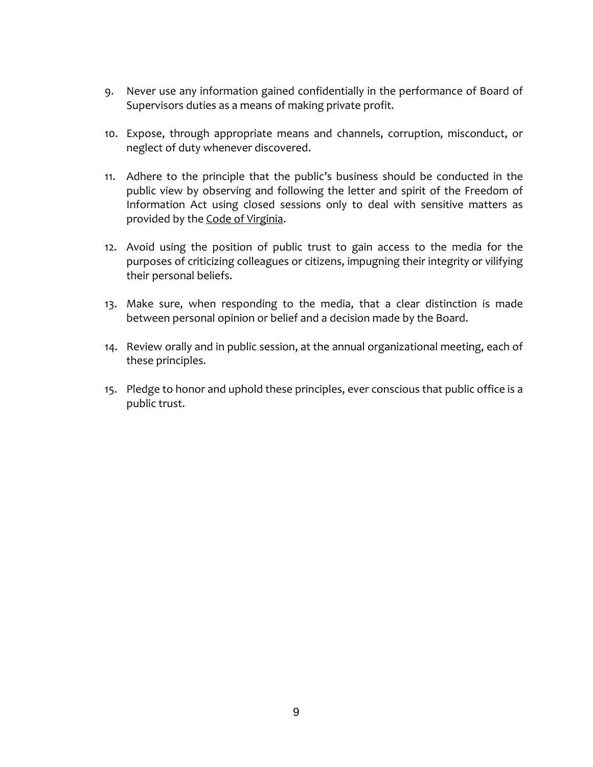9. Never use any information gained confidentially in the performance of Board of Supervisors duties as a means of making private profit.

10. Expose, through appropriate means and channels, corruption, misconduct, or neglect of duty whenever discovered.

11. Adhere to the principle that the public's business should be conducted in the public view by observing and following the letter and spirit of the Freedom of Information Act using closed sessions only to deal with sensitive matters as provided by the Code of Virginia.

12. Avoid using the position of public trust to gain access to the media for the purposes of criticizing colleagues or citizens, impugning their integrity or vilifying their personal beliefs.

13. Make sure, when responding to the media, that a clear distinction is made between personal opinion or belief and a decision made by the Board.

14. Review orally and in public session, at the annual organizational meeting, each of these principles.

15. Pledge to honor and uphold these principles, ever conscious that public office is a public trust.